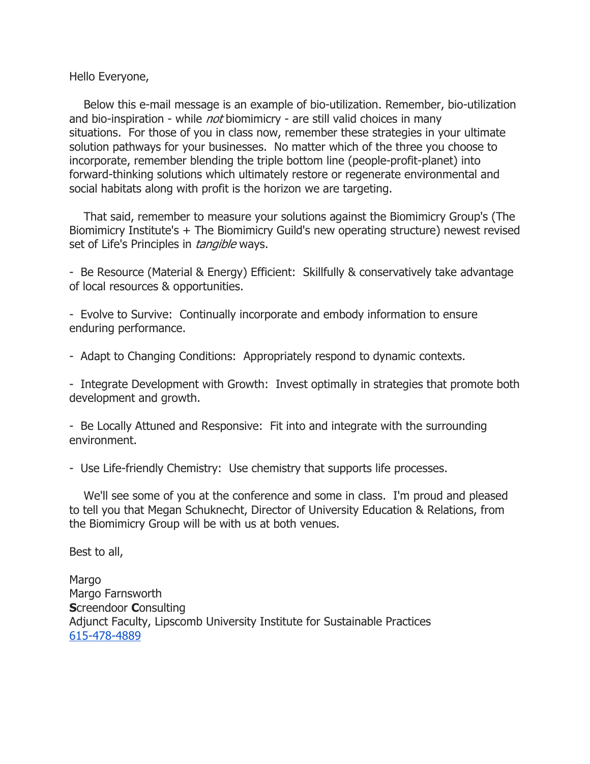Hello Everyone,

Below this e-mail message is an example of bio-utilization. Remember, bio-utilization and bio-inspiration - while *not* biomimicry - are still valid choices in many situations. For those of you in class now, remember these strategies in your ultimate solution pathways for your businesses. No matter which of the three you choose to incorporate, remember blending the triple bottom line (people-profit-planet) into forward-thinking solutions which ultimately restore or regenerate environmental and social habitats along with profit is the horizon we are targeting.

That said, remember to measure your solutions against the Biomimicry Group's (The Biomimicry Institute's + The Biomimicry Guild's new operating structure) newest revised set of Life's Principles in *tangible* ways.

- Be Resource (Material & Energy) Efficient: Skillfully & conservatively take advantage of local resources & opportunities.

- Evolve to Survive: Continually incorporate and embody information to ensure enduring performance.

- Adapt to Changing Conditions: Appropriately respond to dynamic contexts.

- Integrate Development with Growth: Invest optimally in strategies that promote both development and growth.

- Be Locally Attuned and Responsive: Fit into and integrate with the surrounding environment.

- Use Life-friendly Chemistry: Use chemistry that supports life processes.

We'll see some of you at the conference and some in class. I'm proud and pleased to tell you that Megan Schuknecht, Director of University Education & Relations, from the Biomimicry Group will be with us at both venues.

Best to all,

Margo
Margo Farnsworth
**S**creendoor **C**onsulting
Adjunct Faculty, Lipscomb University Institute for Sustainable Practices
615-478-4889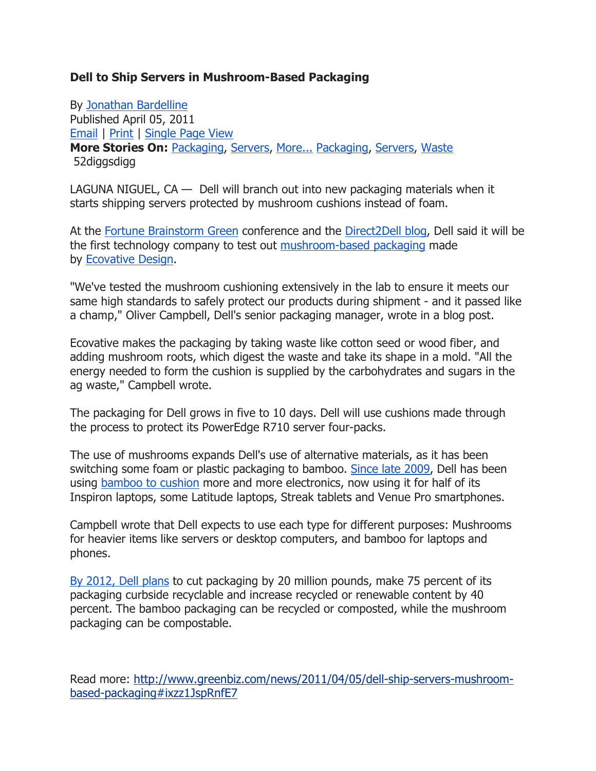**Dell to Ship Servers in Mushroom-Based Packaging**

By Jonathan Bardelline
Published April 05, 2011
Email | Print | Single Page View
**More Stories On:** Packaging, Servers, More... Packaging, Servers, Waste
52diggsdigg

LAGUNA NIGUEL, CA — Dell will branch out into new packaging materials when it starts shipping servers protected by mushroom cushions instead of foam.

At the Fortune Brainstorm Green conference and the Direct2Dell blog, Dell said it will be the first technology company to test out mushroom-based packaging made by Ecovative Design.

"We've tested the mushroom cushioning extensively in the lab to ensure it meets our same high standards to safely protect our products during shipment - and it passed like a champ," Oliver Campbell, Dell's senior packaging manager, wrote in a blog post.

Ecovative makes the packaging by taking waste like cotton seed or wood fiber, and adding mushroom roots, which digest the waste and take its shape in a mold. "All the energy needed to form the cushion is supplied by the carbohydrates and sugars in the ag waste," Campbell wrote.

The packaging for Dell grows in five to 10 days. Dell will use cushions made through the process to protect its PowerEdge R710 server four-packs.

The use of mushrooms expands Dell's use of alternative materials, as it has been switching some foam or plastic packaging to bamboo. Since late 2009, Dell has been using bamboo to cushion more and more electronics, now using it for half of its Inspiron laptops, some Latitude laptops, Streak tablets and Venue Pro smartphones.

Campbell wrote that Dell expects to use each type for different purposes: Mushrooms for heavier items like servers or desktop computers, and bamboo for laptops and phones.

By 2012, Dell plans to cut packaging by 20 million pounds, make 75 percent of its packaging curbside recyclable and increase recycled or renewable content by 40 percent. The bamboo packaging can be recycled or composted, while the mushroom packaging can be compostable.

Read more: http://www.greenbiz.com/news/2011/04/05/dell-ship-servers-mushroom-based-packaging#ixzz1JspRnfE7